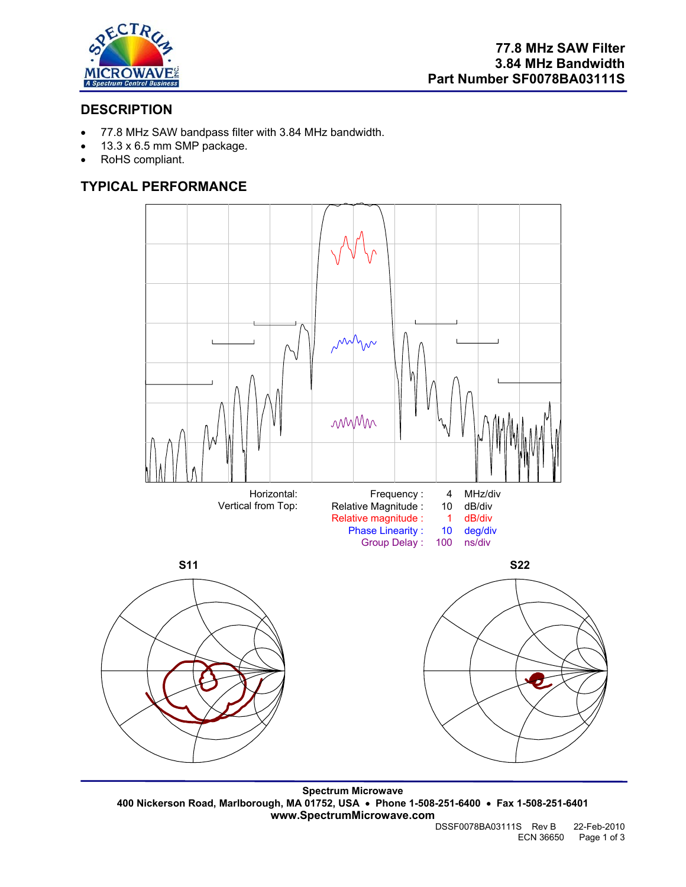# 77.8 MHz SAW Filter
# 3.84 MHz Bandwidth
# Part Number SF0078BA03111S

## DESCRIPTION

- 77.8 MHz SAW bandpass filter with 3.84 MHz bandwidth.
- 13.3 x 6.5 mm SMP package.
- RoHS compliant.

## TYPICAL PERFORMANCE

| | | | |
|---|---|---|---|
| Horizontal: | Frequency : | 4 | MHz/div |
| Vertical from Top: | Relative Magnitude : | 10 | dB/div |
| | Relative magnitude : | 1 | dB/div |
| | Phase Linearity : | 10 | deg/div |
| | Group Delay : | 100 | ns/div |

**S11**

**S22**

**Spectrum Microwave**
**400 Nickerson Road, Marlborough, MA 01752, USA • Phone 1-508-251-6400 • Fax 1-508-251-6401**
**www.SpectrumMicrowave.com**

DSSF0078BA03111S Rev B 22-Feb-2010
ECN 36650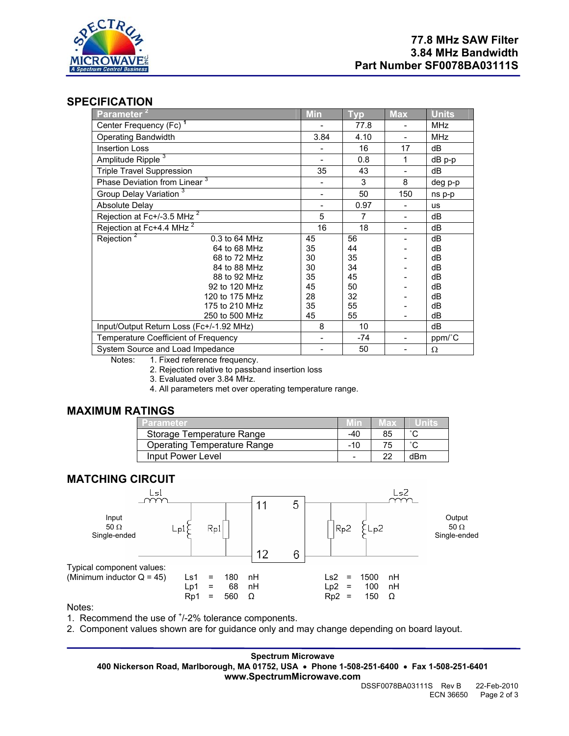**77.8 MHz SAW Filter**
**3.84 MHz Bandwidth**
**Part Number SF0078BA03111S**

## SPECIFICATION

| Parameter [2] | | Min | Typ | Max | Units |
|---|---|---|---|---|---|
| Center Frequency (Fc) [1] | | - | 77.8 | - | MHz |
| Operating Bandwidth | | 3.84 | 4.10 | - | MHz |
| Insertion Loss | | - | 16 | 17 | dB |
| Amplitude Ripple [3] | | - | 0.8 | 1 | dB p-p |
| Triple Travel Suppression | | 35 | 43 | - | dB |
| Phase Deviation from Linear [3] | | - | 3 | 8 | deg p-p |
| Group Delay Variation [3] | | - | 50 | 150 | ns p-p |
| Absolute Delay | | - | 0.97 | - | us |
| Rejection at Fc+/-3.5 MHz [2] | | 5 | 7 | - | dB |
| Rejection at Fc+4.4 MHz [2] | | 16 | 18 | - | dB |
| Rejection [2] | 0.3 to 64 MHz | 45 | 56 | - | dB |
| | 64 to 68 MHz | 35 | 44 | - | dB |
| | 68 to 72 MHz | 30 | 35 | - | dB |
| | 84 to 88 MHz | 30 | 34 | - | dB |
| | 88 to 92 MHz | 35 | 45 | - | dB |
| | 92 to 120 MHz | 45 | 50 | - | dB |
| | 120 to 175 MHz | 28 | 32 | - | dB |
| | 175 to 210 MHz | 35 | 55 | - | dB |
| | 250 to 500 MHz | 45 | 55 | - | dB |
| Input/Output Return Loss (Fc+/-1.92 MHz) | | 8 | 10 | | dB |
| Temperature Coefficient of Frequency | | - | -74 | - | ppm/°C |
| System Source and Load Impedance | | - | 50 | - | Ω |

Notes:
1. Fixed reference frequency.
2. Rejection relative to passband insertion loss
3. Evaluated over 3.84 MHz.
4. All parameters met over operating temperature range.

## MAXIMUM RATINGS

| Parameter | Min | Max | Units |
|---|---|---|---|
| Storage Temperature Range | -40 | 85 | °C |
| Operating Temperature Range | -10 | 75 | °C |
| Input Power Level | - | 22 | dBm |

## MATCHING CIRCUIT

Input 50 Ω Single-ended — Ls1, Lp1, Rp1 — pins 11, 12 | pins 5, 6 — Rp2, Lp2, Ls2 — Output 50 Ω Single-ended

Typical component values:
(Minimum inductor Q = 45)

| | | | | | | |
|---|---|---|---|---|---|---|
| Ls1 = | 180 | nH | | Ls2 = | 1500 | nH |
| Lp1 = | 68 | nH | | Lp2 = | 100 | nH |
| Rp1 = | 560 | Ω | | Rp2 = | 150 | Ω |

Notes:
1. Recommend the use of +/-2% tolerance components.
2. Component values shown are for guidance only and may change depending on board layout.

**Spectrum Microwave**
**400 Nickerson Road, Marlborough, MA 01752, USA • Phone 1-508-251-6400 • Fax 1-508-251-6401**
**www.SpectrumMicrowave.com**

DSSF0078BA03111S Rev B 22-Feb-2010
ECN 36650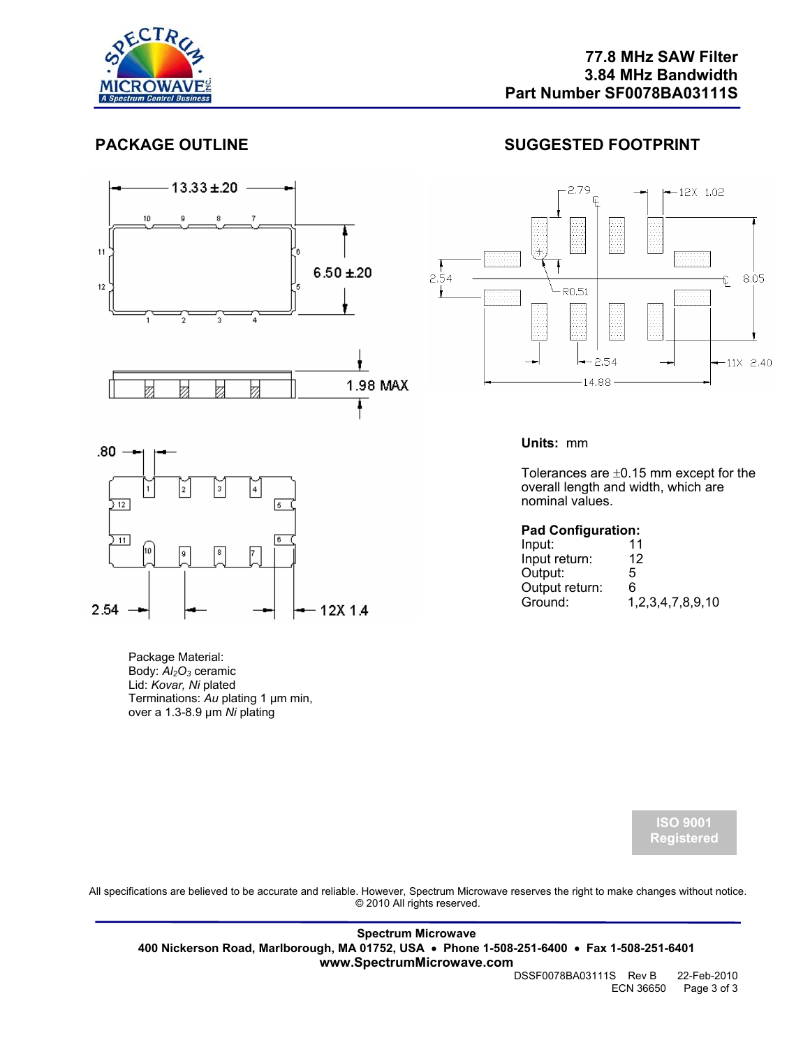**77.8 MHz SAW Filter**
**3.84 MHz Bandwidth**
**Part Number SF0078BA03111S**

## PACKAGE OUTLINE

13.33 ±.20

6.50 ±.20

1.98 MAX

.80

2.54

12X 1.4

## SUGGESTED FOOTPRINT

2.79

12X 1.02

2.54

R0.51

8.05

2.54

11X 2.40

14.88

**Units:** mm

Tolerances are ±0.15 mm except for the overall length and width, which are nominal values.

**Pad Configuration:**

| | |
|---|---|
| Input: | 11 |
| Input return: | 12 |
| Output: | 5 |
| Output return: | 6 |
| Ground: | 1,2,3,4,7,8,9,10 |

Package Material:
Body: $Al_2O_3$ ceramic
Lid: *Kovar, Ni* plated
Terminations: *Au* plating 1 µm min, over a 1.3-8.9 µm *Ni* plating

ISO 9001 Registered

All specifications are believed to be accurate and reliable. However, Spectrum Microwave reserves the right to make changes without notice.
© 2010 All rights reserved.

**Spectrum Microwave**
**400 Nickerson Road, Marlborough, MA 01752, USA • Phone 1-508-251-6400 • Fax 1-508-251-6401**
**www.SpectrumMicrowave.com**

DSSF0078BA03111S Rev B 22-Feb-2010
ECN 36650